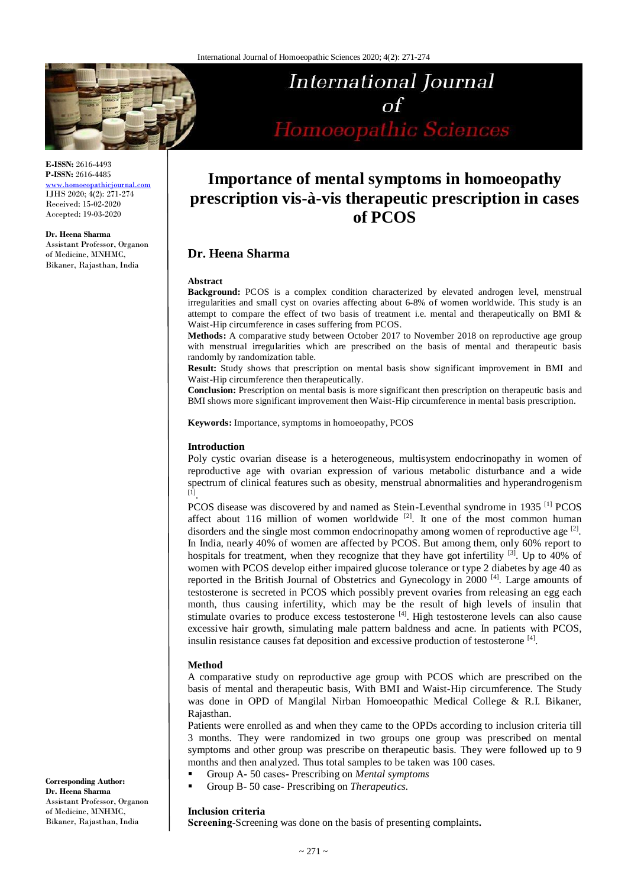# International Journal of Homoeopathic Sciences

**E-ISSN:** 2616-4493
**P-ISSN:** 2616-4485
www.homoeopathicjournal.com
IJHS 2020; 4(2): 271-274
Received: 15-02-2020
Accepted: 19-03-2020

**Dr. Heena Sharma**
Assistant Professor, Organon of Medicine, MNHMC, Bikaner, Rajasthan, India

**Corresponding Author:**
**Dr. Heena Sharma**
Assistant Professor, Organon of Medicine, MNHMC, Bikaner, Rajasthan, India

# Importance of mental symptoms in homoeopathy prescription vis-à-vis therapeutic prescription in cases of PCOS

## Dr. Heena Sharma

### Abstract

**Background:** PCOS is a complex condition characterized by elevated androgen level, menstrual irregularities and small cyst on ovaries affecting about 6-8% of women worldwide. This study is an attempt to compare the effect of two basis of treatment i.e. mental and therapeutically on BMI & Waist-Hip circumference in cases suffering from PCOS.

**Methods:** A comparative study between October 2017 to November 2018 on reproductive age group with menstrual irregularities which are prescribed on the basis of mental and therapeutic basis randomly by randomization table.

**Result:** Study shows that prescription on mental basis show significant improvement in BMI and Waist-Hip circumference then therapeutically.

**Conclusion:** Prescription on mental basis is more significant then prescription on therapeutic basis and BMI shows more significant improvement then Waist-Hip circumference in mental basis prescription.

**Keywords:** Importance, symptoms in homoeopathy, PCOS

### Introduction

Poly cystic ovarian disease is a heterogeneous, multisystem endocrinopathy in women of reproductive age with ovarian expression of various metabolic disturbance and a wide spectrum of clinical features such as obesity, menstrual abnormalities and hyperandrogenism [1].

PCOS disease was discovered by and named as Stein-Leventhal syndrome in 1935 [1] PCOS affect about 116 million of women worldwide [2]. It one of the most common human disorders and the single most common endocrinopathy among women of reproductive age [2]. In India, nearly 40% of women are affected by PCOS. But among them, only 60% report to hospitals for treatment, when they recognize that they have got infertility [3]. Up to 40% of women with PCOS develop either impaired glucose tolerance or type 2 diabetes by age 40 as reported in the British Journal of Obstetrics and Gynecology in 2000 [4]. Large amounts of testosterone is secreted in PCOS which possibly prevent ovaries from releasing an egg each month, thus causing infertility, which may be the result of high levels of insulin that stimulate ovaries to produce excess testosterone [4]. High testosterone levels can also cause excessive hair growth, simulating male pattern baldness and acne. In patients with PCOS, insulin resistance causes fat deposition and excessive production of testosterone [4].

### Method

A comparative study on reproductive age group with PCOS which are prescribed on the basis of mental and therapeutic basis, With BMI and Waist-Hip circumference. The Study was done in OPD of Mangilal Nirban Homoeopathic Medical College & R.I. Bikaner, Rajasthan.

Patients were enrolled as and when they came to the OPDs according to inclusion criteria till 3 months. They were randomized in two groups one group was prescribed on mental symptoms and other group was prescribe on therapeutic basis. They were followed up to 9 months and then analyzed. Thus total samples to be taken was 100 cases.

- Group A- 50 cases- Prescribing on *Mental symptoms*
- Group B- 50 case- Prescribing on *Therapeutics.*

### Inclusion criteria

**Screening-**Screening was done on the basis of presenting complaints**.**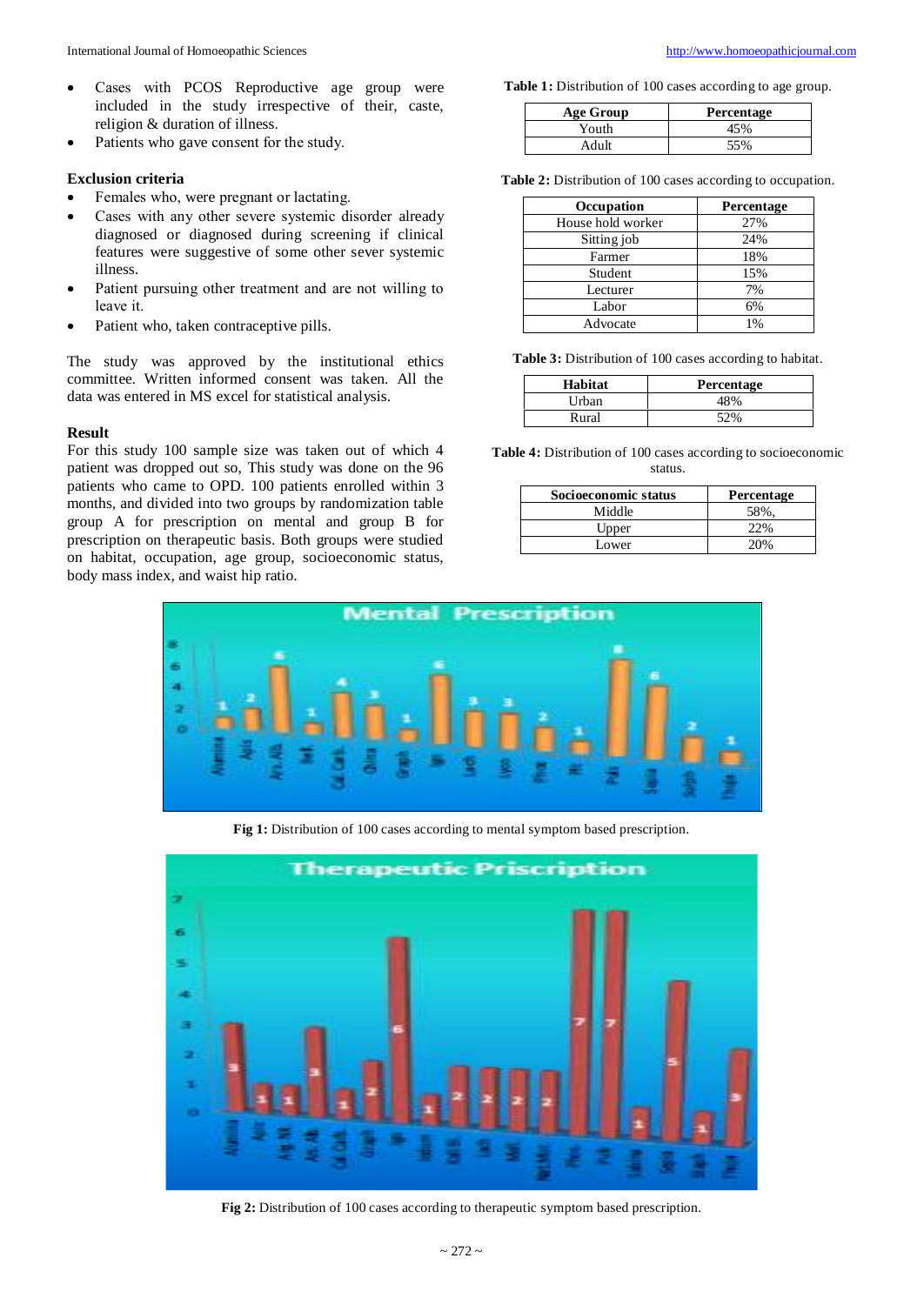- Cases with PCOS Reproductive age group were included in the study irrespective of their, caste, religion & duration of illness.
- Patients who gave consent for the study.

**Exclusion criteria**

- Females who, were pregnant or lactating.
- Cases with any other severe systemic disorder already diagnosed or diagnosed during screening if clinical features were suggestive of some other sever systemic illness.
- Patient pursuing other treatment and are not willing to leave it.
- Patient who, taken contraceptive pills.

The study was approved by the institutional ethics committee. Written informed consent was taken. All the data was entered in MS excel for statistical analysis.

**Result**

For this study 100 sample size was taken out of which 4 patient was dropped out so, This study was done on the 96 patients who came to OPD. 100 patients enrolled within 3 months, and divided into two groups by randomization table group A for prescription on mental and group B for prescription on therapeutic basis. Both groups were studied on habitat, occupation, age group, socioeconomic status, body mass index, and waist hip ratio.

**Table 1:** Distribution of 100 cases according to age group.

| Age Group | Percentage |
|---|---|
| Youth | 45% |
| Adult | 55% |

**Table 2:** Distribution of 100 cases according to occupation.

| Occupation | Percentage |
|---|---|
| House hold worker | 27% |
| Sitting job | 24% |
| Farmer | 18% |
| Student | 15% |
| Lecturer | 7% |
| Labor | 6% |
| Advocate | 1% |

**Table 3:** Distribution of 100 cases according to habitat.

| Habitat | Percentage |
|---|---|
| Urban | 48% |
| Rural | 52% |

**Table 4:** Distribution of 100 cases according to socioeconomic status.

| Socioeconomic status | Percentage |
|---|---|
| Middle | 58%, |
| Upper | 22% |
| Lower | 20% |

**Fig 1:** Distribution of 100 cases according to mental symptom based prescription.

**Fig 2:** Distribution of 100 cases according to therapeutic symptom based prescription.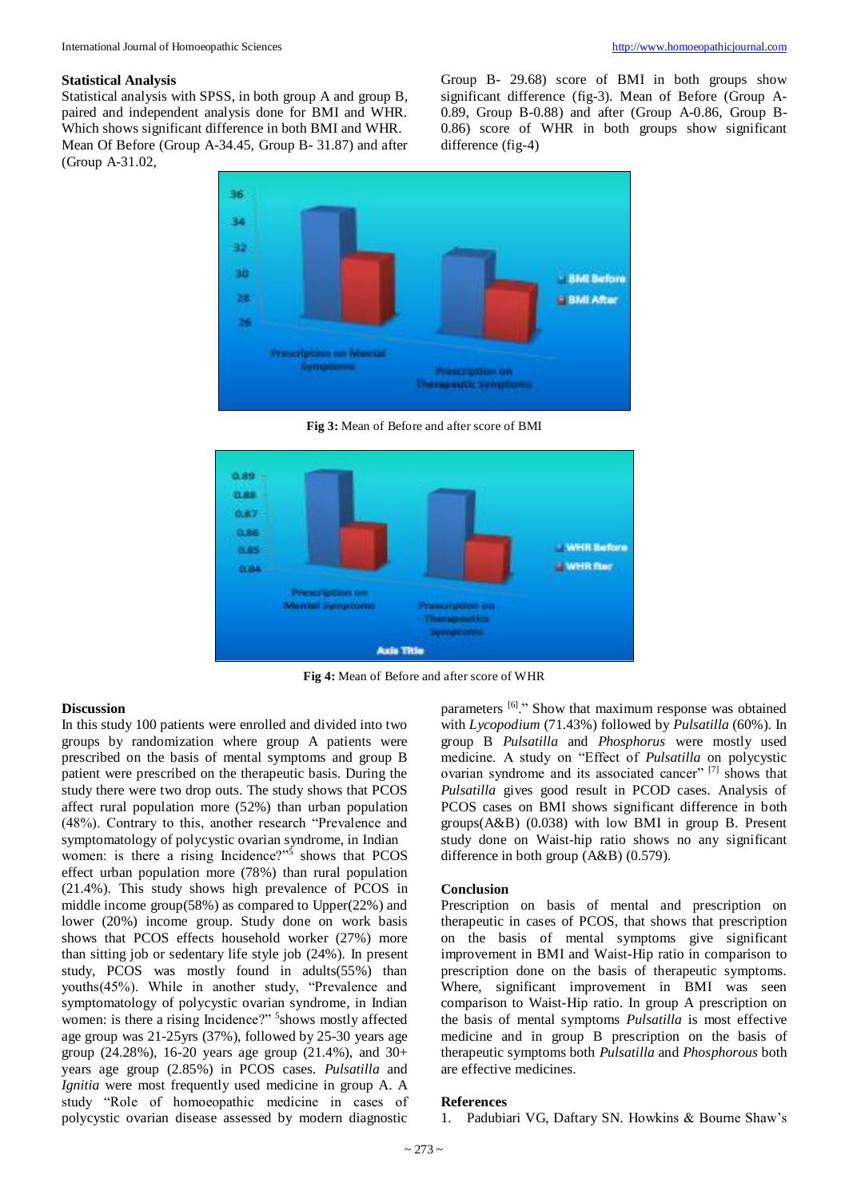### Statistical Analysis

Statistical analysis with SPSS, in both group A and group B, paired and independent analysis done for BMI and WHR. Which shows significant difference in both BMI and WHR. Mean Of Before (Group A-34.45, Group B- 31.87) and after (Group A-31.02, Group B- 29.68) score of BMI in both groups show significant difference (fig-3). Mean of Before (Group A-0.89, Group B-0.88) and after (Group A-0.86, Group B-0.86) score of WHR in both groups show significant difference (fig-4)

**Fig 3:** Mean of Before and after score of BMI

**Fig 4:** Mean of Before and after score of WHR

### Discussion

In this study 100 patients were enrolled and divided into two groups by randomization where group A patients were prescribed on the basis of mental symptoms and group B patient were prescribed on the therapeutic basis. During the study there were two drop outs. The study shows that PCOS affect rural population more (52%) than urban population (48%). Contrary to this, another research "Prevalence and symptomatology of polycystic ovarian syndrome, in Indian women: is there a rising Incidence?"[5] shows that PCOS effect urban population more (78%) than rural population (21.4%). This study shows high prevalence of PCOS in middle income group(58%) as compared to Upper(22%) and lower (20%) income group. Study done on work basis shows that PCOS effects household worker (27%) more than sitting job or sedentary life style job (24%). In present study, PCOS was mostly found in adults(55%) than youths(45%). While in another study, "Prevalence and symptomatology of polycystic ovarian syndrome, in Indian women: is there a rising Incidence?" [5]shows mostly affected age group was 21-25yrs (37%), followed by 25-30 years age group (24.28%), 16-20 years age group (21.4%), and 30+ years age group (2.85%) in PCOS cases. *Pulsatilla* and *Ignitia* were most frequently used medicine in group A. A study "Role of homoeopathic medicine in cases of polycystic ovarian disease assessed by modern diagnostic parameters [6]." Show that maximum response was obtained with *Lycopodium* (71.43%) followed by *Pulsatilla* (60%). In group B *Pulsatilla* and *Phosphorus* were mostly used medicine. A study on "Effect of *Pulsatilla* on polycystic ovarian syndrome and its associated cancer" [7] shows that *Pulsatilla* gives good result in PCOD cases. Analysis of PCOS cases on BMI shows significant difference in both groups(A&B) (0.038) with low BMI in group B. Present study done on Waist-hip ratio shows no any significant difference in both group (A&B) (0.579).

### Conclusion

Prescription on basis of mental and prescription on therapeutic in cases of PCOS, that shows that prescription on the basis of mental symptoms give significant improvement in BMI and Waist-Hip ratio in comparison to prescription done on the basis of therapeutic symptoms. Where, significant improvement in BMI was seen comparison to Waist-Hip ratio. In group A prescription on the basis of mental symptoms *Pulsatilla* is most effective medicine and in group B prescription on the basis of therapeutic symptoms both *Pulsatilla* and *Phosphorous* both are effective medicines.

### References

1. Padubiari VG, Daftary SN. Howkins & Bourne Shaw's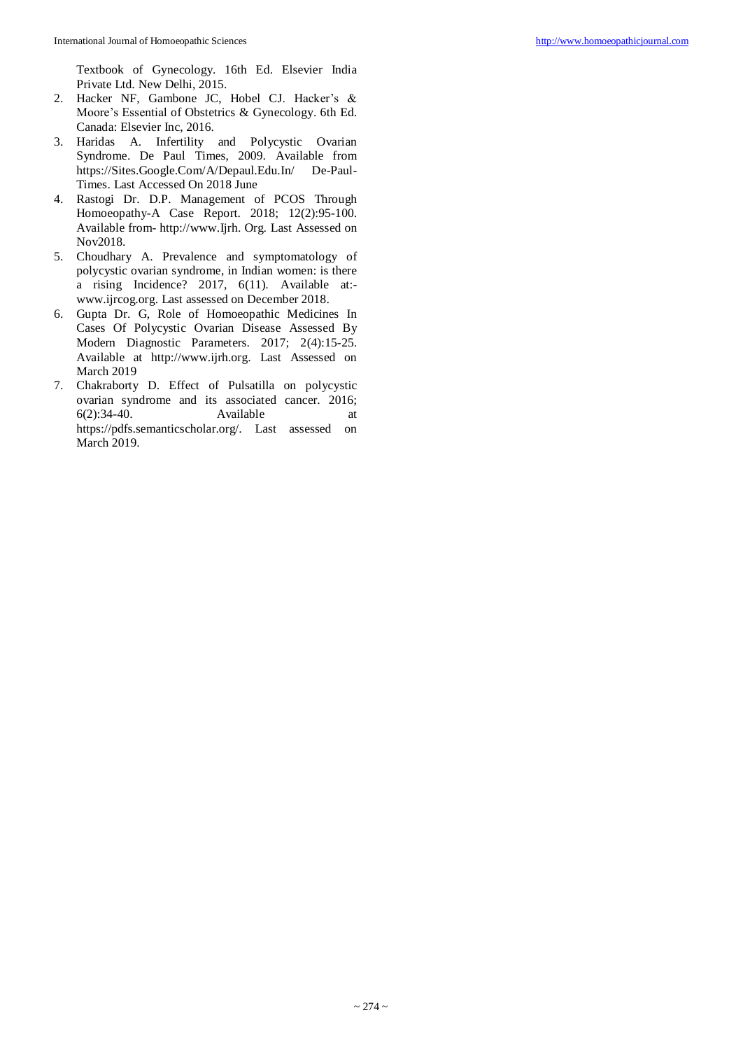Textbook of Gynecology. 16th Ed. Elsevier India Private Ltd. New Delhi, 2015.

2. Hacker NF, Gambone JC, Hobel CJ. Hacker's & Moore's Essential of Obstetrics & Gynecology. 6th Ed. Canada: Elsevier Inc, 2016.
3. Haridas A. Infertility and Polycystic Ovarian Syndrome. De Paul Times, 2009. Available from https://Sites.Google.Com/A/Depaul.Edu.In/ De-Paul-Times. Last Accessed On 2018 June
4. Rastogi Dr. D.P. Management of PCOS Through Homoeopathy-A Case Report. 2018; 12(2):95-100. Available from- http://www.Ijrh. Org. Last Assessed on Nov2018.
5. Choudhary A. Prevalence and symptomatology of polycystic ovarian syndrome, in Indian women: is there a rising Incidence? 2017, 6(11). Available at:- www.ijrcog.org. Last assessed on December 2018.
6. Gupta Dr. G, Role of Homoeopathic Medicines In Cases Of Polycystic Ovarian Disease Assessed By Modern Diagnostic Parameters. 2017; 2(4):15-25. Available at http://www.ijrh.org. Last Assessed on March 2019
7. Chakraborty D. Effect of Pulsatilla on polycystic ovarian syndrome and its associated cancer. 2016; 6(2):34-40. Available at https://pdfs.semanticscholar.org/. Last assessed on March 2019.